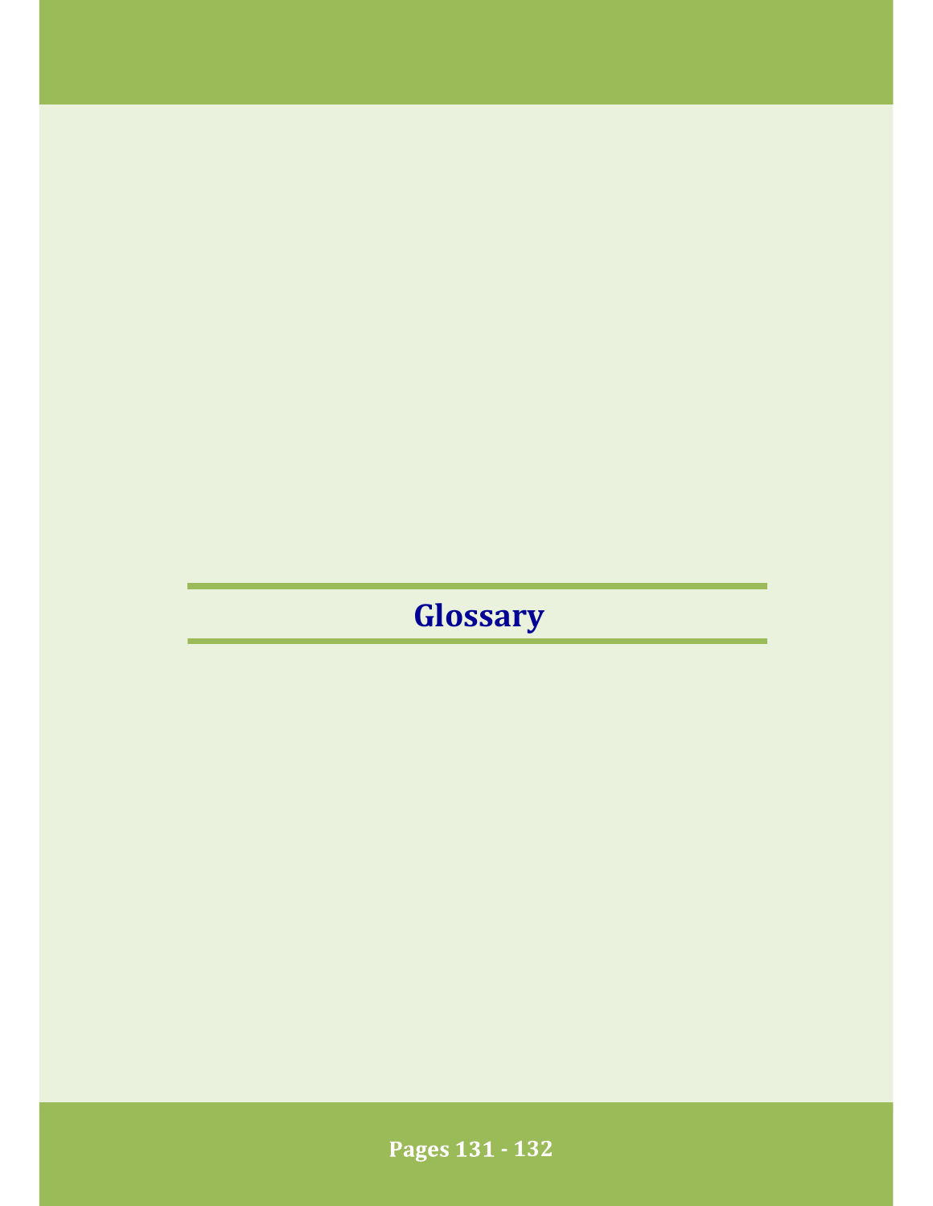# Glossary

Pages 131 - 132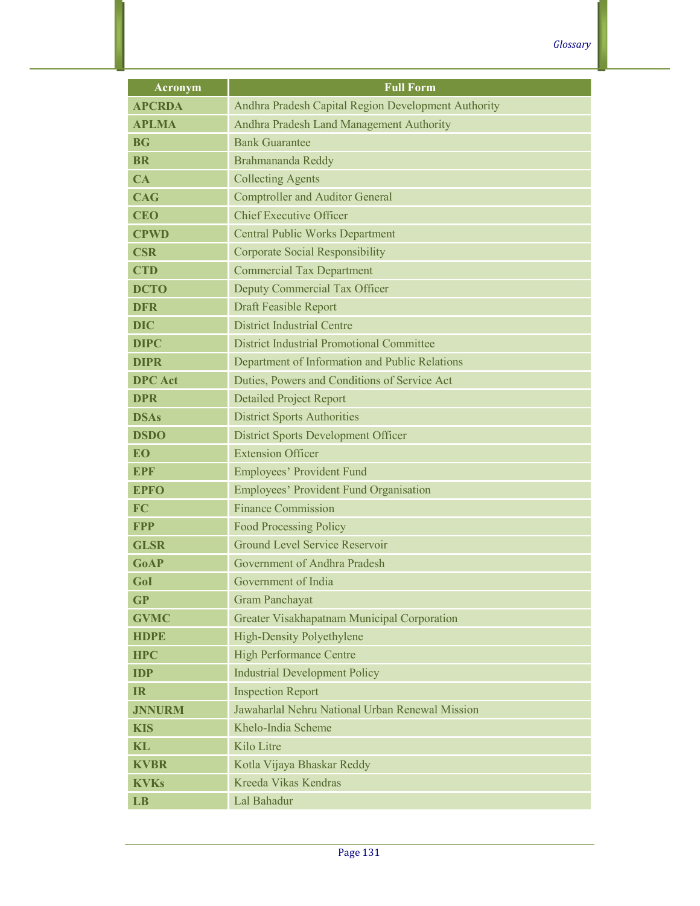| Acronym | Full Form |
|---|---|
| **APCRDA** | Andhra Pradesh Capital Region Development Authority |
| **APLMA** | Andhra Pradesh Land Management Authority |
| **BG** | Bank Guarantee |
| **BR** | Brahmananda Reddy |
| **CA** | Collecting Agents |
| **CAG** | Comptroller and Auditor General |
| **CEO** | Chief Executive Officer |
| **CPWD** | Central Public Works Department |
| **CSR** | Corporate Social Responsibility |
| **CTD** | Commercial Tax Department |
| **DCTO** | Deputy Commercial Tax Officer |
| **DFR** | Draft Feasible Report |
| **DIC** | District Industrial Centre |
| **DIPC** | District Industrial Promotional Committee |
| **DIPR** | Department of Information and Public Relations |
| **DPC Act** | Duties, Powers and Conditions of Service Act |
| **DPR** | Detailed Project Report |
| **DSAs** | District Sports Authorities |
| **DSDO** | District Sports Development Officer |
| **EO** | Extension Officer |
| **EPF** | Employees' Provident Fund |
| **EPFO** | Employees' Provident Fund Organisation |
| **FC** | Finance Commission |
| **FPP** | Food Processing Policy |
| **GLSR** | Ground Level Service Reservoir |
| **GoAP** | Government of Andhra Pradesh |
| **GoI** | Government of India |
| **GP** | Gram Panchayat |
| **GVMC** | Greater Visakhapatnam Municipal Corporation |
| **HDPE** | High-Density Polyethylene |
| **HPC** | High Performance Centre |
| **IDP** | Industrial Development Policy |
| **IR** | Inspection Report |
| **JNNURM** | Jawaharlal Nehru National Urban Renewal Mission |
| **KIS** | Khelo-India Scheme |
| **KL** | Kilo Litre |
| **KVBR** | Kotla Vijaya Bhaskar Reddy |
| **KVKs** | Kreeda Vikas Kendras |
| **LB** | Lal Bahadur |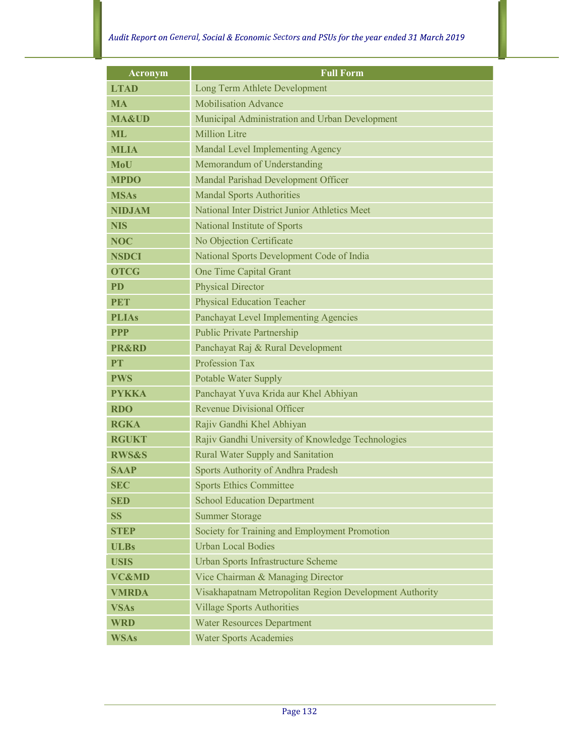| Acronym | Full Form |
|---|---|
| **LTAD** | Long Term Athlete Development |
| **MA** | Mobilisation Advance |
| **MA&UD** | Municipal Administration and Urban Development |
| **ML** | Million Litre |
| **MLIA** | Mandal Level Implementing Agency |
| **MoU** | Memorandum of Understanding |
| **MPDO** | Mandal Parishad Development Officer |
| **MSAs** | Mandal Sports Authorities |
| **NIDJAM** | National Inter District Junior Athletics Meet |
| **NIS** | National Institute of Sports |
| **NOC** | No Objection Certificate |
| **NSDCI** | National Sports Development Code of India |
| **OTCG** | One Time Capital Grant |
| **PD** | Physical Director |
| **PET** | Physical Education Teacher |
| **PLIAs** | Panchayat Level Implementing Agencies |
| **PPP** | Public Private Partnership |
| **PR&RD** | Panchayat Raj & Rural Development |
| **PT** | Profession Tax |
| **PWS** | Potable Water Supply |
| **PYKKA** | Panchayat Yuva Krida aur Khel Abhiyan |
| **RDO** | Revenue Divisional Officer |
| **RGKA** | Rajiv Gandhi Khel Abhiyan |
| **RGUKT** | Rajiv Gandhi University of Knowledge Technologies |
| **RWS&S** | Rural Water Supply and Sanitation |
| **SAAP** | Sports Authority of Andhra Pradesh |
| **SEC** | Sports Ethics Committee |
| **SED** | School Education Department |
| **SS** | Summer Storage |
| **STEP** | Society for Training and Employment Promotion |
| **ULBs** | Urban Local Bodies |
| **USIS** | Urban Sports Infrastructure Scheme |
| **VC&MD** | Vice Chairman & Managing Director |
| **VMRDA** | Visakhapatnam Metropolitan Region Development Authority |
| **VSAs** | Village Sports Authorities |
| **WRD** | Water Resources Department |
| **WSAs** | Water Sports Academies |